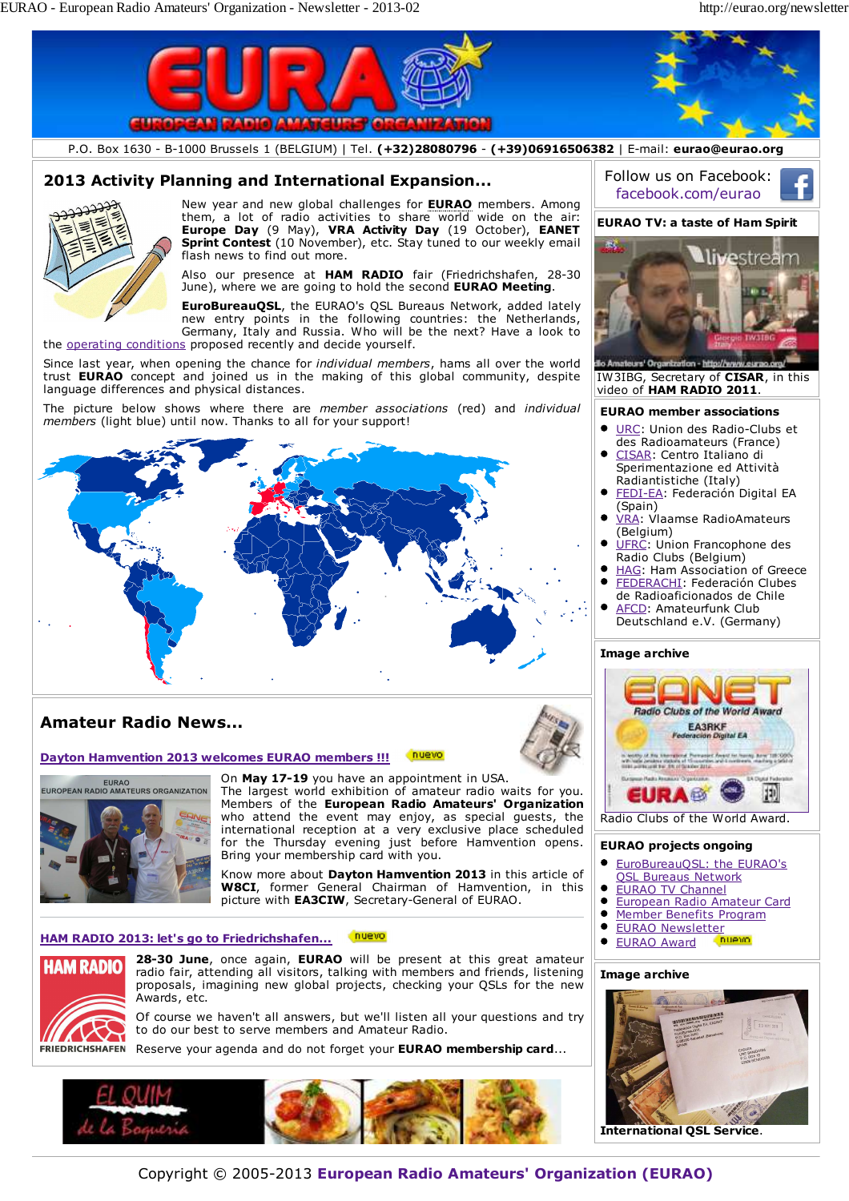P.O. Box 1630 - B-1000 Brussels 1 (BELGIUM) | Tel. **(+32)28080796** - **(+39)06916506382** | E-mail: **eurao@eurao.org**

## 2013 Activity Planning and International Expansion...

New year and new global challenges for **EURAO** members. Among them, a lot of radio activities to share world wide on the air: **Europe Day** (9 May), **VRA Activity Day** (19 October), **EANET Sprint Contest** (10 November), etc. Stay tuned to our weekly email flash news to find out more.

Also our presence at **HAM RADIO** fair (Friedrichshafen, 28-30 June), where we are going to hold the second **EURAO Meeting**.

**EuroBureauQSL**, the EURAO's QSL Bureaus Network, added lately new entry points in the following countries: the Netherlands, Germany, Italy and Russia. Who will be the next? Have a look to the operating conditions proposed recently and decide yourself.

Since last year, when opening the chance for *individual members*, hams all over the world trust **EURAO** concept and joined us in the making of this global community, despite language differences and physical distances.

The picture below shows where there are *member associations* (red) and *individual members* (light blue) until now. Thanks to all for your support!

## Amateur Radio News...

### Dayton Hamvention 2013 welcomes EURAO members !!! nuevo

On **May 17-19** you have an appointment in USA. The largest world exhibition of amateur radio waits for you. Members of the **European Radio Amateurs' Organization** who attend the event may enjoy, as special guests, the international reception at a very exclusive place scheduled for the Thursday evening just before Hamvention opens. Bring your membership card with you.

Know more about **Dayton Hamvention 2013** in this article of **W8CI**, former General Chairman of Hamvention, in this picture with **EA3CIW**, Secretary-General of EURAO.

### HAM RADIO 2013: let's go to Friedrichshafen... nuevo

**28-30 June**, once again, **EURAO** will be present at this great amateur radio fair, attending all visitors, talking with members and friends, listening proposals, imagining new global projects, checking your QSLs for the new Awards, etc.

Of course we haven't all answers, but we'll listen all your questions and try to do our best to serve members and Amateur Radio.

Reserve your agenda and do not forget your **EURAO membership card**...

---

Follow us on Facebook: facebook.com/eurao

**EURAO TV: a taste of Ham Spirit**

IW3IBG, Secretary of **CISAR**, in this video of **HAM RADIO 2011**.

**EURAO member associations**

- URC: Union des Radio-Clubs et des Radioamateurs (France)
- CISAR: Centro Italiano di Sperimentazione ed Attività Radiantistiche (Italy)
- FEDI-EA: Federación Digital EA (Spain)
- VRA: Vlaamse RadioAmateurs (Belgium)
- UFRC: Union Francophone des Radio Clubs (Belgium)
- HAG: Ham Association of Greece
- FEDERACHI: Federación Clubes de Radioaficionados de Chile
- AFCD: Amateurfunk Club Deutschland e.V. (Germany)

**Image archive**

Radio Clubs of the World Award.

**EURAO projects ongoing**

- EuroBureauQSL: the EURAO's QSL Bureaus Network
- EURAO TV Channel
- European Radio Amateur Card
- Member Benefits Program
- EURAO Newsletter
- EURAO Award nuevo

**Image archive**

**International QSL Service**.

Copyright © 2005-2013 **European Radio Amateurs' Organization (EURAO)**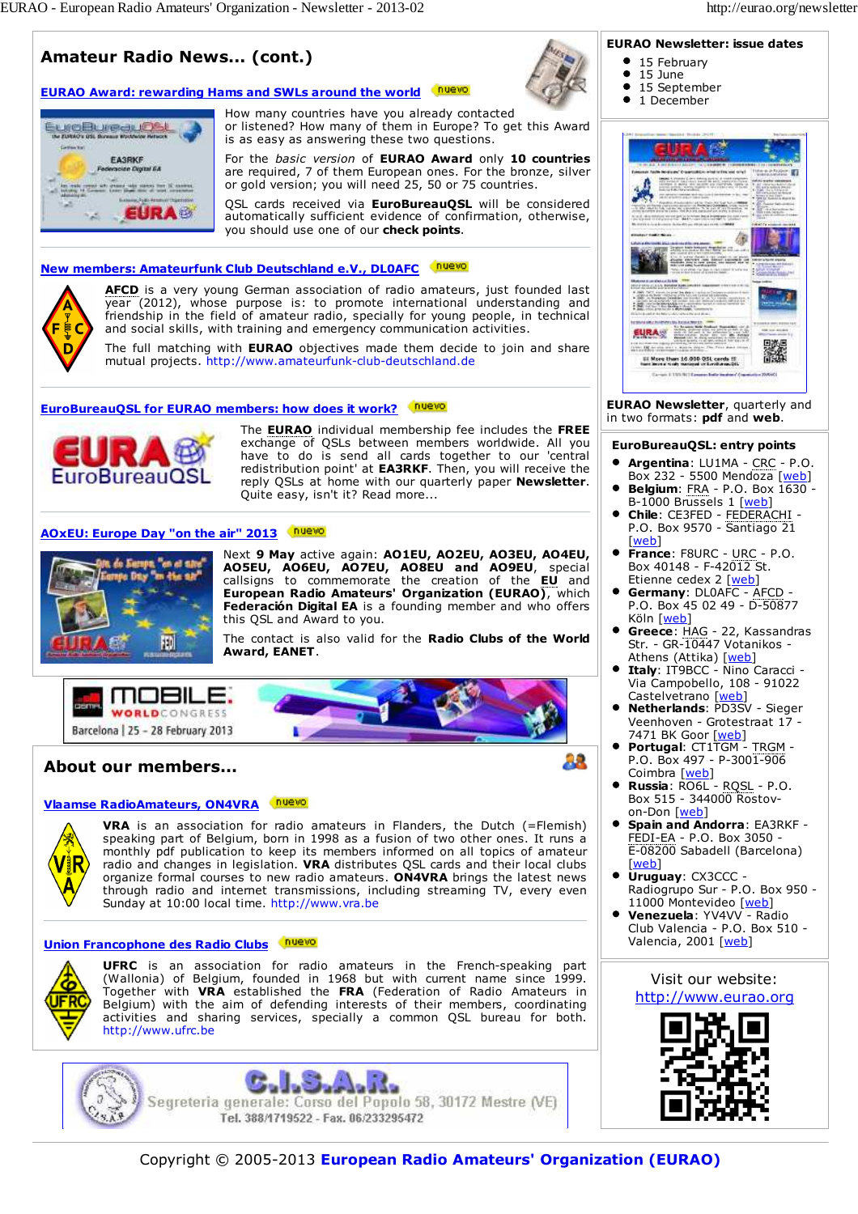## Amateur Radio News... (cont.)

### EURAO Award: rewarding Hams and SWLs around the world nuevo

How many countries have you already contacted or listened? How many of them in Europe? To get this Award is as easy as answering these two questions.

For the *basic version* of **EURAO Award** only **10 countries** are required, 7 of them European ones. For the bronze, silver or gold version; you will need 25, 50 or 75 countries.

QSL cards received via **EuroBureauQSL** will be considered automatically sufficient evidence of confirmation, otherwise, you should use one of our **check points**.

### New members: Amateurfunk Club Deutschland e.V., DL0AFC nuevo

**AFCD** is a very young German association of radio amateurs, just founded last year (2012), whose purpose is: to promote international understanding and friendship in the field of amateur radio, specially for young people, in technical and social skills, with training and emergency communication activities.

The full matching with **EURAO** objectives made them decide to join and share mutual projects. http://www.amateurfunk-club-deutschland.de

### EuroBureauQSL for EURAO members: how does it work? nuevo

The **EURAO** individual membership fee includes the **FREE** exchange of QSLs between members worldwide. All you have to do is send all cards together to our 'central redistribution point' at **EA3RKF**. Then, you will receive the reply QSLs at home with our quarterly paper **Newsletter**. Quite easy, isn't it? Read more...

### AOxEU: Europe Day "on the air" 2013 nuevo

Next **9 May** active again: **AO1EU, AO2EU, AO3EU, AO4EU, AO5EU, AO6EU, AO7EU, AO8EU and AO9EU**, special callsigns to commemorate the creation of the **EU** and **European Radio Amateurs' Organization (EURAO)**, which **Federación Digital EA** is a founding member and who offers this QSL and Award to you.

The contact is also valid for the **Radio Clubs of the World Award, EANET**.

MOBILE WORLD CONGRESS Barcelona | 25 - 28 February 2013

## About our members...

### Vlaamse RadioAmateurs, ON4VRA nuevo

**VRA** is an association for radio amateurs in Flanders, the Dutch (=Flemish) speaking part of Belgium, born in 1998 as a fusion of two other ones. It runs a monthly pdf publication to keep its members informed on all topics of amateur radio and changes in legislation. **VRA** distributes QSL cards and their local clubs organize formal courses to new radio amateurs. **ON4VRA** brings the latest news through radio and internet transmissions, including streaming TV, every even Sunday at 10:00 local time. http://www.vra.be

### Union Francophone des Radio Clubs nuevo

**UFRC** is an association for radio amateurs in the French-speaking part (Wallonia) of Belgium, founded in 1968 but with current name since 1999. Together with **VRA** established the **FRA** (Federation of Radio Amateurs in Belgium) with the aim of defending interests of their members, coordinating activities and sharing services, specially a common QSL bureau for both. http://www.ufrc.be

C.I.S.A.R. Segreteria generale: Corso del Popolo 58, 30172 Mestre (VE) Tel. 388/1719522 - Fax. 06/233295472

### EURAO Newsletter: issue dates

- 15 February
- 15 June
- 15 September
- 1 December

**EURAO Newsletter**, quarterly and in two formats: **pdf** and **web**.

### EuroBureauQSL: entry points

- **Argentina**: LU1MA - CRC - P.O. Box 232 - 5500 Mendoza [web]
- **Belgium**: FRA - P.O. Box 1630 - B-1000 Brussels 1 [web]
- **Chile**: CE3FED - FEDERACHI - P.O. Box 9570 - Santiago 21 [web]
- **France**: F8URC - URC - P.O. Box 40148 - F-42012 St. Etienne cedex 2 [web]
- **Germany**: DL0AFC - AFCD - P.O. Box 45 02 49 - D-50877 Köln [web]
- **Greece**: HAG - 22, Kassandras Str. - GR-10447 Votanikos - Athens (Attika) [web]
- **Italy**: IT9BCC - Nino Caracci - Via Campobello, 108 - 91022 Castelvetrano [web]
- **Netherlands**: PD3SV - Sieger Veenhoven - Grotestraat 17 - 7471 BK Goor [web]
- **Portugal**: CT1TGM - TRGM - P.O. Box 497 - P-3001-906 Coimbra [web]
- **Russia**: RO6L - RQSL - P.O. Box 515 - 344000 Rostov-on-Don [web]
- **Spain and Andorra**: EA3RKF - FEDI-EA - P.O. Box 3050 - E-08200 Sabadell (Barcelona) [web]
- **Uruguay**: CX3CCC - Radiogrupo Sur - P.O. Box 950 - 11000 Montevideo [web]
- **Venezuela**: YV4VV - Radio Club Valencia - P.O. Box 510 - Valencia, 2001 [web]

Visit our website: http://www.eurao.org

Copyright © 2005-2013 **European Radio Amateurs' Organization (EURAO)**